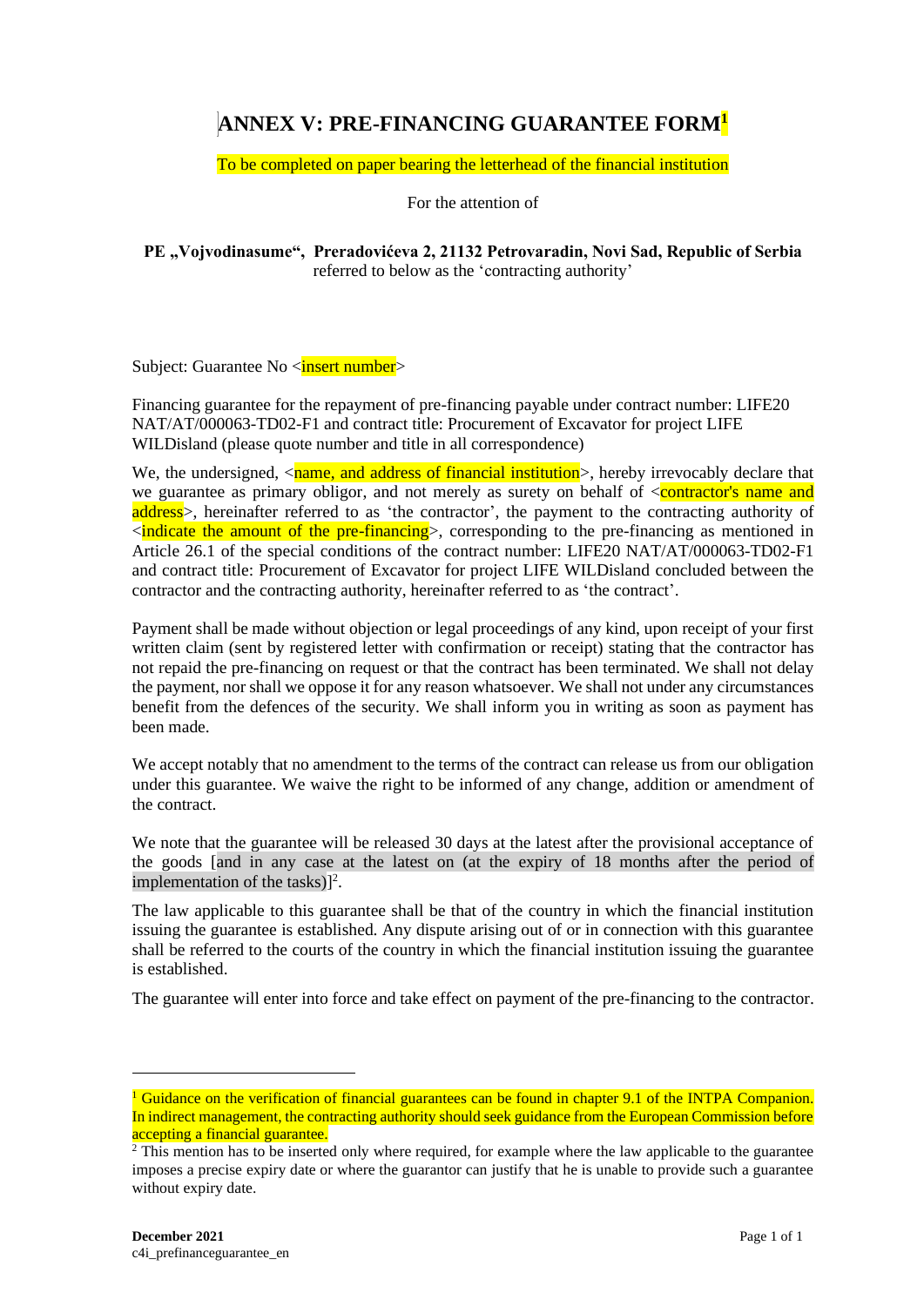# ANNEX V: PRE-FINANCING GUARANTEE FORM[1]

To be completed on paper bearing the letterhead of the financial institution

For the attention of

**PE „Vojvodinasume“, Preradovićeva 2, 21132 Petrovaradin, Novi Sad, Republic of Serbia**
referred to below as the 'contracting authority'

Subject: Guarantee No <insert number>

Financing guarantee for the repayment of pre-financing payable under contract number: LIFE20 NAT/AT/000063-TD02-F1 and contract title: Procurement of Excavator for project LIFE WILDisland (please quote number and title in all correspondence)

We, the undersigned, <name, and address of financial institution>, hereby irrevocably declare that we guarantee as primary obligor, and not merely as surety on behalf of <contractor's name and address>, hereinafter referred to as 'the contractor', the payment to the contracting authority of <indicate the amount of the pre-financing>, corresponding to the pre-financing as mentioned in Article 26.1 of the special conditions of the contract number: LIFE20 NAT/AT/000063-TD02-F1 and contract title: Procurement of Excavator for project LIFE WILDisland concluded between the contractor and the contracting authority, hereinafter referred to as 'the contract'.

Payment shall be made without objection or legal proceedings of any kind, upon receipt of your first written claim (sent by registered letter with confirmation or receipt) stating that the contractor has not repaid the pre-financing on request or that the contract has been terminated. We shall not delay the payment, nor shall we oppose it for any reason whatsoever. We shall not under any circumstances benefit from the defences of the security. We shall inform you in writing as soon as payment has been made.

We accept notably that no amendment to the terms of the contract can release us from our obligation under this guarantee. We waive the right to be informed of any change, addition or amendment of the contract.

We note that the guarantee will be released 30 days at the latest after the provisional acceptance of the goods [and in any case at the latest on (at the expiry of 18 months after the period of implementation of the tasks)][2].

The law applicable to this guarantee shall be that of the country in which the financial institution issuing the guarantee is established. Any dispute arising out of or in connection with this guarantee shall be referred to the courts of the country in which the financial institution issuing the guarantee is established.

The guarantee will enter into force and take effect on payment of the pre-financing to the contractor.

---

[1] Guidance on the verification of financial guarantees can be found in chapter 9.1 of the INTPA Companion. In indirect management, the contracting authority should seek guidance from the European Commission before accepting a financial guarantee.

[2] This mention has to be inserted only where required, for example where the law applicable to the guarantee imposes a precise expiry date or where the guarantor can justify that he is unable to provide such a guarantee without expiry date.

December 2021
c4i_prefinanceguarantee_en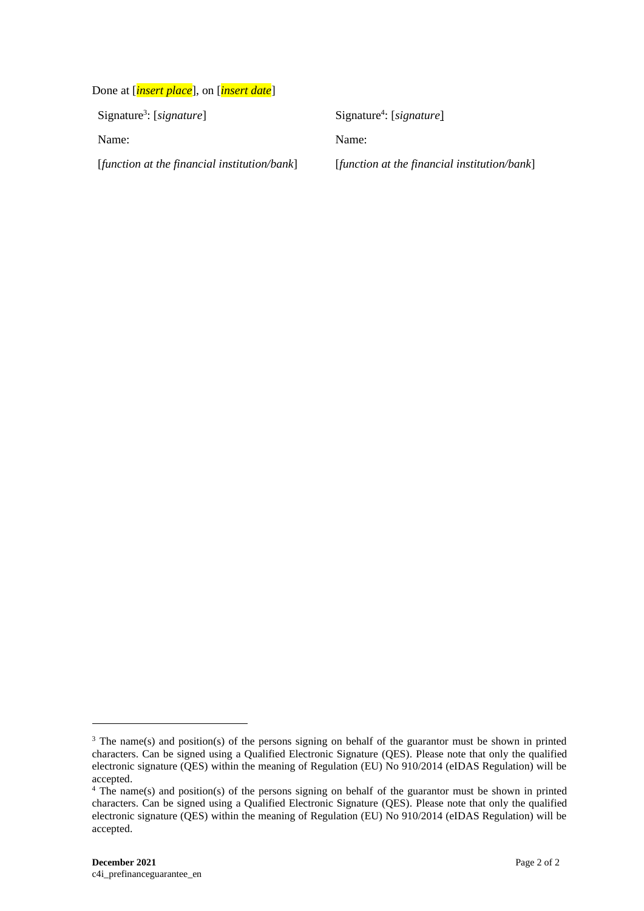Done at [*insert place*], on [*insert date*]

| | |
|---|---|
| Signature[3]: [*signature*] | Signature[4]: [*signature*] |
| Name: | Name: |
| [*function at the financial institution/bank*] | [*function at the financial institution/bank*] |

[3] The name(s) and position(s) of the persons signing on behalf of the guarantor must be shown in printed characters. Can be signed using a Qualified Electronic Signature (QES). Please note that only the qualified electronic signature (QES) within the meaning of Regulation (EU) No 910/2014 (eIDAS Regulation) will be accepted.

[4] The name(s) and position(s) of the persons signing on behalf of the guarantor must be shown in printed characters. Can be signed using a Qualified Electronic Signature (QES). Please note that only the qualified electronic signature (QES) within the meaning of Regulation (EU) No 910/2014 (eIDAS Regulation) will be accepted.

**December 2021**
c4i_prefinanceguarantee_en